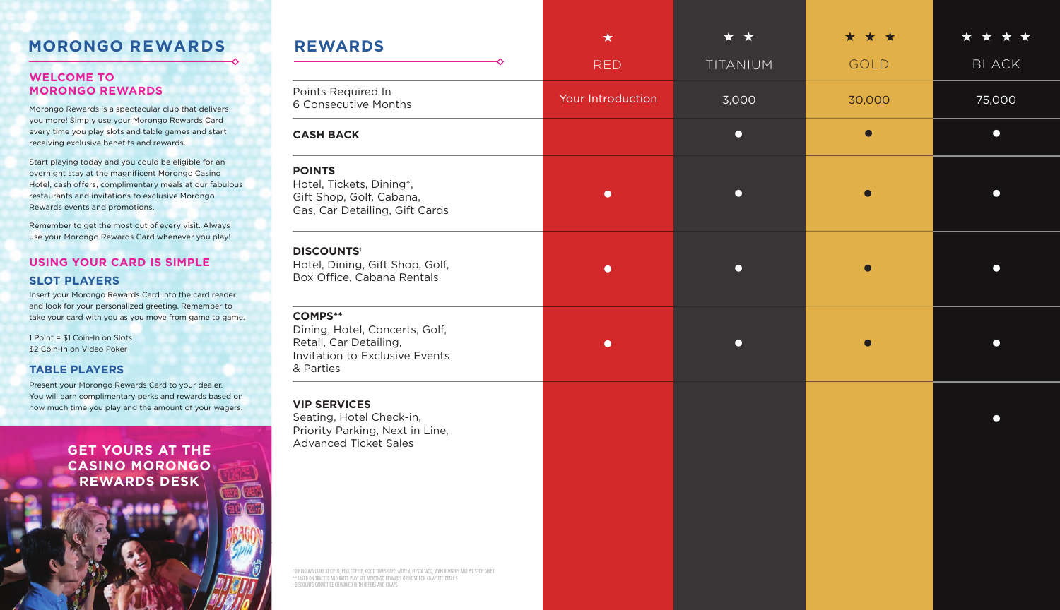## MORONGO REWARDS

### WELCOME TO MORONGO REWARDS

Morongo Rewards is a spectacular club that delivers you more! Simply use your Morongo Rewards Card every time you play slots and table games and start receiving exclusive benefits and rewards.

Start playing today and you could be eligible for an overnight stay at the magnificent Morongo Casino Hotel, cash offers, complimentary meals at our fabulous restaurants and invitations to exclusive Morongo Rewards events and promotions.

Remember to get the most out of every visit. Always use your Morongo Rewards Card whenever you play!

### USING YOUR CARD IS SIMPLE

#### SLOT PLAYERS

Insert your Morongo Rewards Card into the card reader and look for your personalized greeting. Remember to take your card with you as you move from game to game.

1 Point = $1 Coin-In on Slots
$2 Coin-In on Video Poker

#### TABLE PLAYERS

Present your Morongo Rewards Card to your dealer. You will earn complimentary perks and rewards based on how much time you play and the amount of your wagers.

**GET YOURS AT THE CASINO MORONGO REWARDS DESK**

## REWARDS

| | ★ RED | ★ ★ TITANIUM | ★ ★ ★ GOLD | ★ ★ ★ ★ BLACK |
|---|---|---|---|---|
| Points Required In 6 Consecutive Months | Your Introduction | 3,000 | 30,000 | 75,000 |
| **CASH BACK** | | ● | ● | ● |
| **POINTS** Hotel, Tickets, Dining*, Gift Shop, Golf, Cabana, Gas, Car Detailing, Gift Cards | ● | ● | ● | ● |
| **DISCOUNTS**ᵗ Hotel, Dining, Gift Shop, Golf, Box Office, Cabana Rentals | ● | ● | ● | ● |
| **COMPS**** Dining, Hotel, Concerts, Golf, Retail, Car Detailing, Invitation to Exclusive Events & Parties | ● | ● | ● | ● |
| **VIP SERVICES** Seating, Hotel Check-in, Priority Parking, Next in Line, Advanced Ticket Sales | | | | ● |

*DINING AVAILABLE AT CIELO, PINK COFFEE, GOOD TIMES CAFE, MOZEN, FIESTA TACO, WAHLBURGERS AND PIT STOP DINER
**BASED ON TRACKED AND RATED PLAY. SEE MORONGO REWARDS OR HOST FOR COMPLETE DETAILS
ᵗ DISCOUNTS CANNOT BE COMBINED WITH OFFERS AND COMPS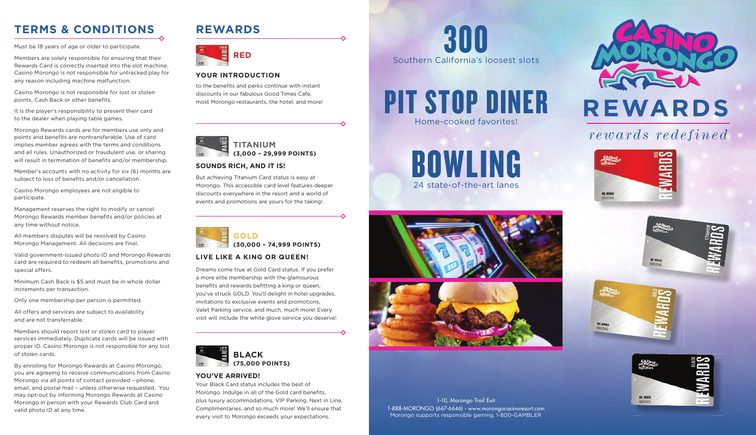## TERMS & CONDITIONS

Must be 18 years of age or older to participate.

Members are solely responsible for ensuring that their Rewards Card is correctly inserted into the slot machine. Casino Morongo is not responsible for untracked play for any reason including machine malfunction.

Casino Morongo is not responsible for lost or stolen points, Cash Back or other benefits.

It is the player's responsibility to present their card to the dealer when playing table games.

Morongo Rewards cards are for members use only and points and benefits are nontransferable. Use of card implies member agrees with the terms and conditions and all rules. Unauthorized or fraudulent use, or sharing will result in termination of benefits and/or membership.

Member's accounts with no activity for six (6) months are subject to loss of benefits and/or cancellation.

Casino Morongo employees are not eligible to participate.

Management reserves the right to modify or cancel Morongo Rewards member benefits and/or policies at any time without notice.

All members disputes will be resolved by Casino Morongo Management. All decisions are final.

Valid government-issued photo ID and Morongo Rewards card are required to redeem all benefits, promotions and special offers.

Minimum Cash Back is $5 and must be in whole dollar increments per transaction.

Only one membership per person is permitted.

All offers and services are subject to availability and are not transferrable.

Members should report lost or stolen card to player services immediately. Duplicate cards will be issued with proper ID. Casino Morongo is not responsible for any lost of stolen cards.

By enrolling for Morongo Rewards at Casino Morongo, you are agreeing to receive communications from Casino Morongo via all points of contact provided – phone, email, and postal mail – unless otherwise requested. You may opt-out by informing Morongo Rewards at Casino Morongo in person with your Rewards Club Card and valid photo ID at any time.

## REWARDS

### RED

**YOUR INTRODUCTION**

to the benefits and perks continue with instant discounts in our fabulous Good Times Cafe, most Morongo restaurants, the hotel, and more!

### TITANIUM (3,000 – 29,999 POINTS)

**SOUNDS RICH, AND IT IS!**

But achieving Titanium Card status is easy at Morongo. This accessible card level features deeper discounts everywhere in the resort and a world of events and promotions are yours for the taking!

### GOLD (30,000 – 74,999 POINTS)

**LIVE LIKE A KING OR QUEEN!**

Dreams come true at Gold Card status. If you prefer a more elite membership with the glamourous benefits and rewards befitting a king or queen, you've struck GOLD. You'll delight in hotel upgrades, invitations to exclusive events and promotions, Valet Parking service, and much, much more! Every visit will include the white glove service you deserve!

### BLACK (75,000 POINTS)

**YOU'VE ARRIVED!**

Your Black Card status includes the best of Morongo. Indulge in all of the Gold card benefits, plus luxury accommodations, VIP Parking, Next in Line, Complimentaries, and so much more! We'll ensure that every visit to Morongo exceeds your expectations.

## 300

Southern California's loosest slots

## PIT STOP DINER

Home-cooked favorites!

## BOWLING

24 state-of-the-art lanes

1-10, Morongo Trail Exit

1-888-MORONGO (667-6646) - www.morongocasinoresort.com

Morongo supports responsible gaming. 1-800-GAMBLER

# CASINO MORONGO REWARDS

*rewards redefined*